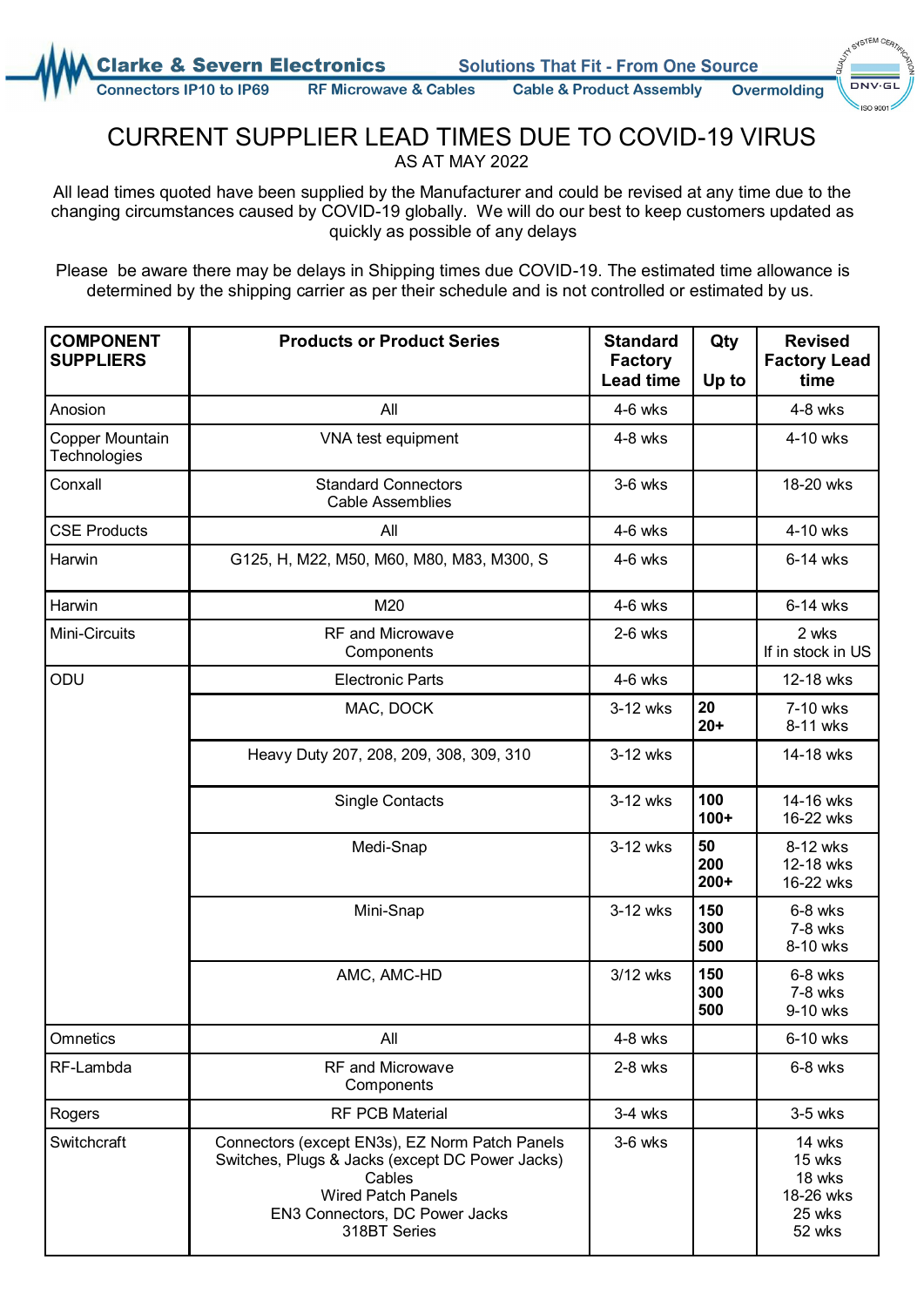**Clarke & Severn Electronics** — Solutions That Fit - From One Source

Connectors IP10 to IP69 | RF Microwave & Cables | Cable & Product Assembly | Overmolding

# CURRENT SUPPLIER LEAD TIMES DUE TO COVID-19 VIRUS

AS AT MAY 2022

All lead times quoted have been supplied by the Manufacturer and could be revised at any time due to the changing circumstances caused by COVID-19 globally. We will do our best to keep customers updated as quickly as possible of any delays

Please be aware there may be delays in Shipping times due COVID-19. The estimated time allowance is determined by the shipping carrier as per their schedule and is not controlled or estimated by us.

| COMPONENT SUPPLIERS | Products or Product Series | Standard Factory Lead time | Qty Up to | Revised Factory Lead time |
|---|---|---|---|---|
| Anosion | All | 4-6 wks | | 4-8 wks |
| Copper Mountain Technologies | VNA test equipment | 4-8 wks | | 4-10 wks |
| Conxall | Standard Connectors<br>Cable Assemblies | 3-6 wks | | 18-20 wks |
| CSE Products | All | 4-6 wks | | 4-10 wks |
| Harwin | G125, H, M22, M50, M60, M80, M83, M300, S | 4-6 wks | | 6-14 wks |
| Harwin | M20 | 4-6 wks | | 6-14 wks |
| Mini-Circuits | RF and Microwave Components | 2-6 wks | | 2 wks<br>If in stock in US |
| ODU | Electronic Parts | 4-6 wks | | 12-18 wks |
| | MAC, DOCK | 3-12 wks | **20**<br>**20+** | 7-10 wks<br>8-11 wks |
| | Heavy Duty 207, 208, 209, 308, 309, 310 | 3-12 wks | | 14-18 wks |
| | Single Contacts | 3-12 wks | **100**<br>**100+** | 14-16 wks<br>16-22 wks |
| | Medi-Snap | 3-12 wks | **50**<br>**200**<br>**200+** | 8-12 wks<br>12-18 wks<br>16-22 wks |
| | Mini-Snap | 3-12 wks | **150**<br>**300**<br>**500** | 6-8 wks<br>7-8 wks<br>8-10 wks |
| | AMC, AMC-HD | 3/12 wks | **150**<br>**300**<br>**500** | 6-8 wks<br>7-8 wks<br>9-10 wks |
| Omnetics | All | 4-8 wks | | 6-10 wks |
| RF-Lambda | RF and Microwave Components | 2-8 wks | | 6-8 wks |
| Rogers | RF PCB Material | 3-4 wks | | 3-5 wks |
| Switchcraft | Connectors (except EN3s), EZ Norm Patch Panels<br>Switches, Plugs & Jacks (except DC Power Jacks)<br>Cables<br>Wired Patch Panels<br>EN3 Connectors, DC Power Jacks<br>318BT Series | 3-6 wks | | 14 wks<br>15 wks<br>18 wks<br>18-26 wks<br>25 wks<br>52 wks |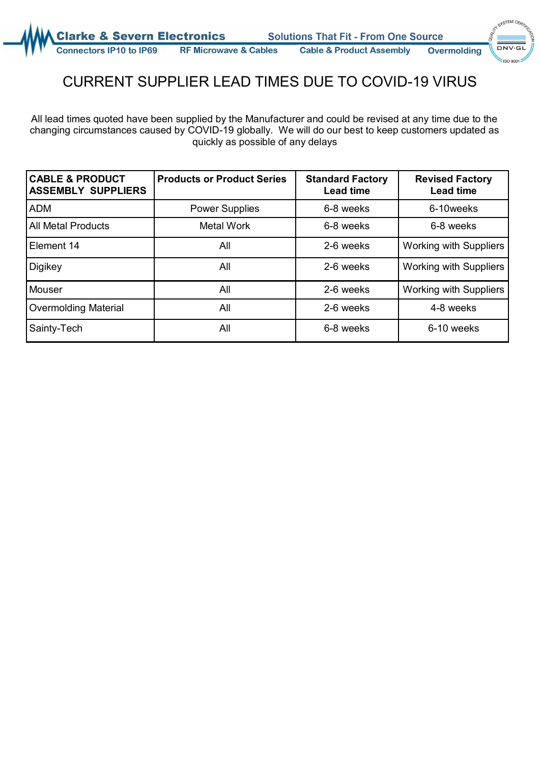# CURRENT SUPPLIER LEAD TIMES DUE TO COVID-19 VIRUS

All lead times quoted have been supplied by the Manufacturer and could be revised at any time due to the changing circumstances caused by COVID-19 globally. We will do our best to keep customers updated as quickly as possible of any delays

| CABLE & PRODUCT ASSEMBLY SUPPLIERS | Products or Product Series | Standard Factory Lead time | Revised Factory Lead time |
|---|---|---|---|
| ADM | Power Supplies | 6-8 weeks | 6-10weeks |
| All Metal Products | Metal Work | 6-8 weeks | 6-8 weeks |
| Element 14 | All | 2-6 weeks | Working with Suppliers |
| Digikey | All | 2-6 weeks | Working with Suppliers |
| Mouser | All | 2-6 weeks | Working with Suppliers |
| Overmolding Material | All | 2-6 weeks | 4-8 weeks |
| Sainty-Tech | All | 6-8 weeks | 6-10 weeks |